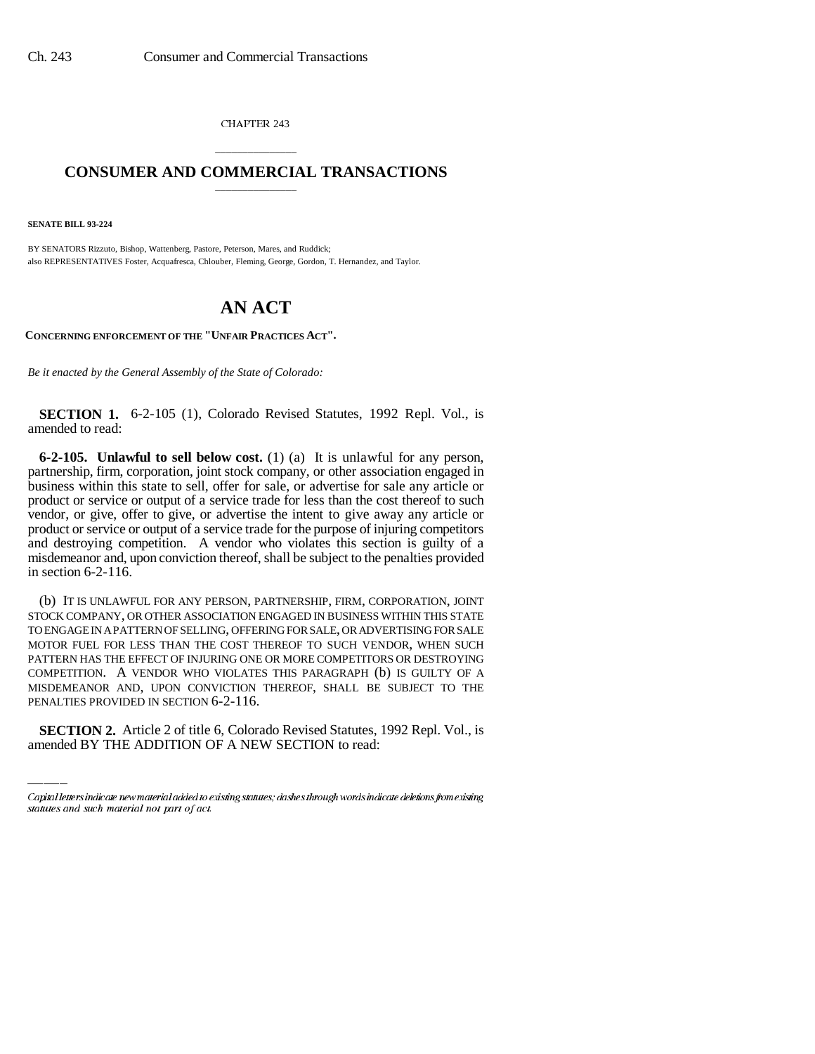CHAPTER 243

# CONSUMER AND COMMERCIAL TRANSACTIONS

**SENATE BILL 93-224**

BY SENATORS Rizzuto, Bishop, Wattenberg, Pastore, Peterson, Mares, and Ruddick;
also REPRESENTATIVES Foster, Acquafresca, Chlouber, Fleming, George, Gordon, T. Hernandez, and Taylor.

# AN ACT

**CONCERNING ENFORCEMENT OF THE "UNFAIR PRACTICES ACT".**

*Be it enacted by the General Assembly of the State of Colorado:*

**SECTION 1.** 6-2-105 (1), Colorado Revised Statutes, 1992 Repl. Vol., is amended to read:

**6-2-105. Unlawful to sell below cost.** (1) (a) It is unlawful for any person, partnership, firm, corporation, joint stock company, or other association engaged in business within this state to sell, offer for sale, or advertise for sale any article or product or service or output of a service trade for less than the cost thereof to such vendor, or give, offer to give, or advertise the intent to give away any article or product or service or output of a service trade for the purpose of injuring competitors and destroying competition. A vendor who violates this section is guilty of a misdemeanor and, upon conviction thereof, shall be subject to the penalties provided in section 6-2-116.

(b) IT IS UNLAWFUL FOR ANY PERSON, PARTNERSHIP, FIRM, CORPORATION, JOINT STOCK COMPANY, OR OTHER ASSOCIATION ENGAGED IN BUSINESS WITHIN THIS STATE TO ENGAGE IN A PATTERN OF SELLING, OFFERING FOR SALE, OR ADVERTISING FOR SALE MOTOR FUEL FOR LESS THAN THE COST THEREOF TO SUCH VENDOR, WHEN SUCH PATTERN HAS THE EFFECT OF INJURING ONE OR MORE COMPETITORS OR DESTROYING COMPETITION. A VENDOR WHO VIOLATES THIS PARAGRAPH (b) IS GUILTY OF A MISDEMEANOR AND, UPON CONVICTION THEREOF, SHALL BE SUBJECT TO THE PENALTIES PROVIDED IN SECTION 6-2-116.

**SECTION 2.** Article 2 of title 6, Colorado Revised Statutes, 1992 Repl. Vol., is amended BY THE ADDITION OF A NEW SECTION to read:

*Capital letters indicate new material added to existing statutes; dashes through words indicate deletions from existing statutes and such material not part of act.*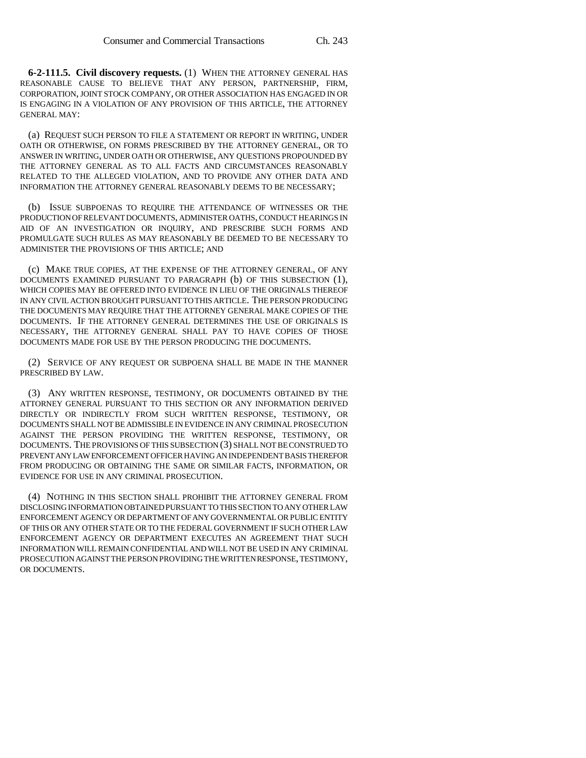**6-2-111.5. Civil discovery requests.** (1) WHEN THE ATTORNEY GENERAL HAS REASONABLE CAUSE TO BELIEVE THAT ANY PERSON, PARTNERSHIP, FIRM, CORPORATION, JOINT STOCK COMPANY, OR OTHER ASSOCIATION HAS ENGAGED IN OR IS ENGAGING IN A VIOLATION OF ANY PROVISION OF THIS ARTICLE, THE ATTORNEY GENERAL MAY:

(a) REQUEST SUCH PERSON TO FILE A STATEMENT OR REPORT IN WRITING, UNDER OATH OR OTHERWISE, ON FORMS PRESCRIBED BY THE ATTORNEY GENERAL, OR TO ANSWER IN WRITING, UNDER OATH OR OTHERWISE, ANY QUESTIONS PROPOUNDED BY THE ATTORNEY GENERAL AS TO ALL FACTS AND CIRCUMSTANCES REASONABLY RELATED TO THE ALLEGED VIOLATION, AND TO PROVIDE ANY OTHER DATA AND INFORMATION THE ATTORNEY GENERAL REASONABLY DEEMS TO BE NECESSARY;

(b) ISSUE SUBPOENAS TO REQUIRE THE ATTENDANCE OF WITNESSES OR THE PRODUCTION OF RELEVANT DOCUMENTS, ADMINISTER OATHS, CONDUCT HEARINGS IN AID OF AN INVESTIGATION OR INQUIRY, AND PRESCRIBE SUCH FORMS AND PROMULGATE SUCH RULES AS MAY REASONABLY BE DEEMED TO BE NECESSARY TO ADMINISTER THE PROVISIONS OF THIS ARTICLE; AND

(c) MAKE TRUE COPIES, AT THE EXPENSE OF THE ATTORNEY GENERAL, OF ANY DOCUMENTS EXAMINED PURSUANT TO PARAGRAPH (b) OF THIS SUBSECTION (1), WHICH COPIES MAY BE OFFERED INTO EVIDENCE IN LIEU OF THE ORIGINALS THEREOF IN ANY CIVIL ACTION BROUGHT PURSUANT TO THIS ARTICLE. THE PERSON PRODUCING THE DOCUMENTS MAY REQUIRE THAT THE ATTORNEY GENERAL MAKE COPIES OF THE DOCUMENTS. IF THE ATTORNEY GENERAL DETERMINES THE USE OF ORIGINALS IS NECESSARY, THE ATTORNEY GENERAL SHALL PAY TO HAVE COPIES OF THOSE DOCUMENTS MADE FOR USE BY THE PERSON PRODUCING THE DOCUMENTS.

(2) SERVICE OF ANY REQUEST OR SUBPOENA SHALL BE MADE IN THE MANNER PRESCRIBED BY LAW.

(3) ANY WRITTEN RESPONSE, TESTIMONY, OR DOCUMENTS OBTAINED BY THE ATTORNEY GENERAL PURSUANT TO THIS SECTION OR ANY INFORMATION DERIVED DIRECTLY OR INDIRECTLY FROM SUCH WRITTEN RESPONSE, TESTIMONY, OR DOCUMENTS SHALL NOT BE ADMISSIBLE IN EVIDENCE IN ANY CRIMINAL PROSECUTION AGAINST THE PERSON PROVIDING THE WRITTEN RESPONSE, TESTIMONY, OR DOCUMENTS. THE PROVISIONS OF THIS SUBSECTION (3) SHALL NOT BE CONSTRUED TO PREVENT ANY LAW ENFORCEMENT OFFICER HAVING AN INDEPENDENT BASIS THEREFOR FROM PRODUCING OR OBTAINING THE SAME OR SIMILAR FACTS, INFORMATION, OR EVIDENCE FOR USE IN ANY CRIMINAL PROSECUTION.

(4) NOTHING IN THIS SECTION SHALL PROHIBIT THE ATTORNEY GENERAL FROM DISCLOSING INFORMATION OBTAINED PURSUANT TO THIS SECTION TO ANY OTHER LAW ENFORCEMENT AGENCY OR DEPARTMENT OF ANY GOVERNMENTAL OR PUBLIC ENTITY OF THIS OR ANY OTHER STATE OR TO THE FEDERAL GOVERNMENT IF SUCH OTHER LAW ENFORCEMENT AGENCY OR DEPARTMENT EXECUTES AN AGREEMENT THAT SUCH INFORMATION WILL REMAIN CONFIDENTIAL AND WILL NOT BE USED IN ANY CRIMINAL PROSECUTION AGAINST THE PERSON PROVIDING THE WRITTEN RESPONSE, TESTIMONY, OR DOCUMENTS.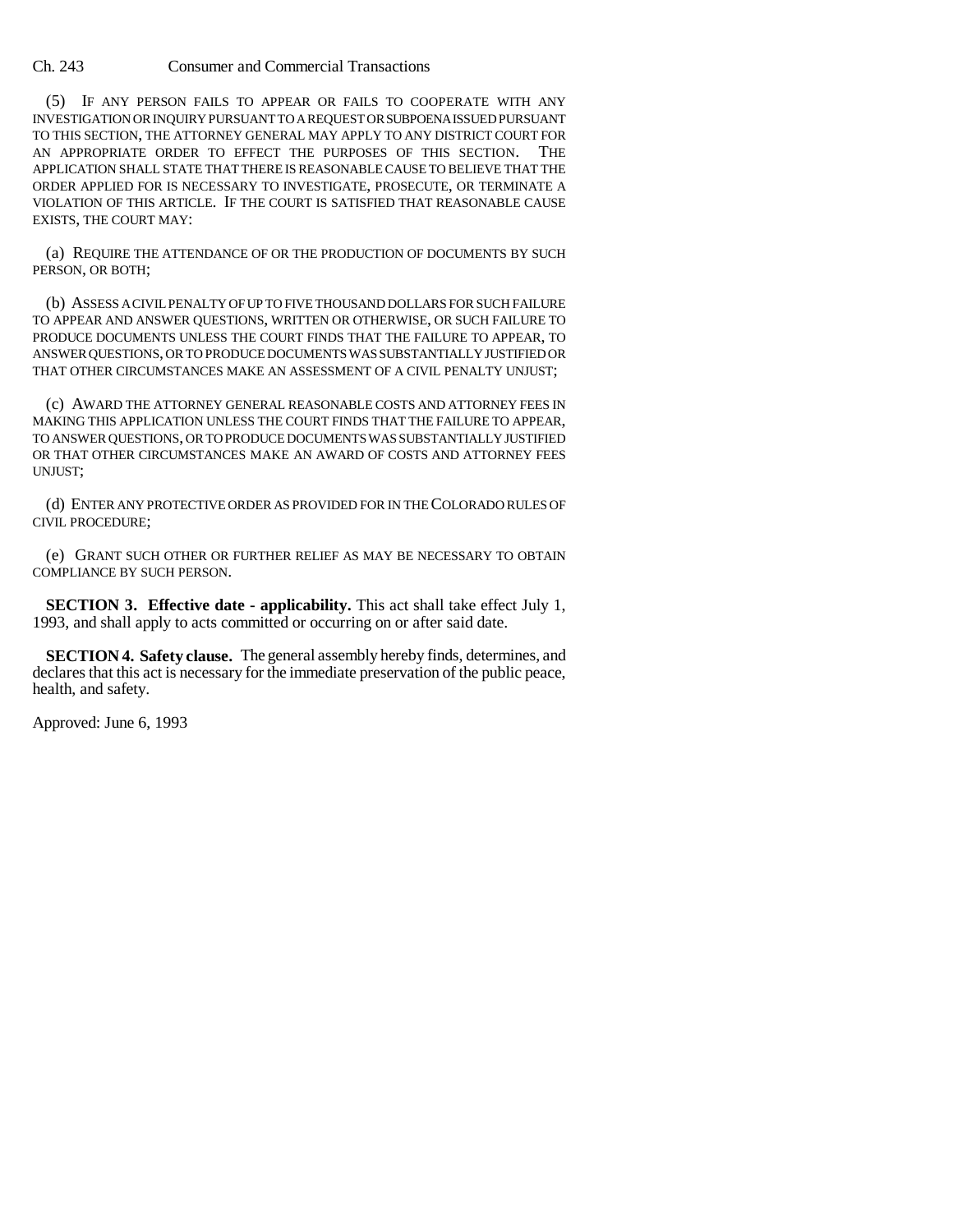(5) IF ANY PERSON FAILS TO APPEAR OR FAILS TO COOPERATE WITH ANY INVESTIGATION OR INQUIRY PURSUANT TO A REQUEST OR SUBPOENA ISSUED PURSUANT TO THIS SECTION, THE ATTORNEY GENERAL MAY APPLY TO ANY DISTRICT COURT FOR AN APPROPRIATE ORDER TO EFFECT THE PURPOSES OF THIS SECTION. THE APPLICATION SHALL STATE THAT THERE IS REASONABLE CAUSE TO BELIEVE THAT THE ORDER APPLIED FOR IS NECESSARY TO INVESTIGATE, PROSECUTE, OR TERMINATE A VIOLATION OF THIS ARTICLE. IF THE COURT IS SATISFIED THAT REASONABLE CAUSE EXISTS, THE COURT MAY:

(a) REQUIRE THE ATTENDANCE OF OR THE PRODUCTION OF DOCUMENTS BY SUCH PERSON, OR BOTH;

(b) ASSESS A CIVIL PENALTY OF UP TO FIVE THOUSAND DOLLARS FOR SUCH FAILURE TO APPEAR AND ANSWER QUESTIONS, WRITTEN OR OTHERWISE, OR SUCH FAILURE TO PRODUCE DOCUMENTS UNLESS THE COURT FINDS THAT THE FAILURE TO APPEAR, TO ANSWER QUESTIONS, OR TO PRODUCE DOCUMENTS WAS SUBSTANTIALLY JUSTIFIED OR THAT OTHER CIRCUMSTANCES MAKE AN ASSESSMENT OF A CIVIL PENALTY UNJUST;

(c) AWARD THE ATTORNEY GENERAL REASONABLE COSTS AND ATTORNEY FEES IN MAKING THIS APPLICATION UNLESS THE COURT FINDS THAT THE FAILURE TO APPEAR, TO ANSWER QUESTIONS, OR TO PRODUCE DOCUMENTS WAS SUBSTANTIALLY JUSTIFIED OR THAT OTHER CIRCUMSTANCES MAKE AN AWARD OF COSTS AND ATTORNEY FEES UNJUST;

(d) ENTER ANY PROTECTIVE ORDER AS PROVIDED FOR IN THE COLORADO RULES OF CIVIL PROCEDURE;

(e) GRANT SUCH OTHER OR FURTHER RELIEF AS MAY BE NECESSARY TO OBTAIN COMPLIANCE BY SUCH PERSON.

**SECTION 3. Effective date - applicability.** This act shall take effect July 1, 1993, and shall apply to acts committed or occurring on or after said date.

**SECTION 4. Safety clause.** The general assembly hereby finds, determines, and declares that this act is necessary for the immediate preservation of the public peace, health, and safety.

Approved: June 6, 1993